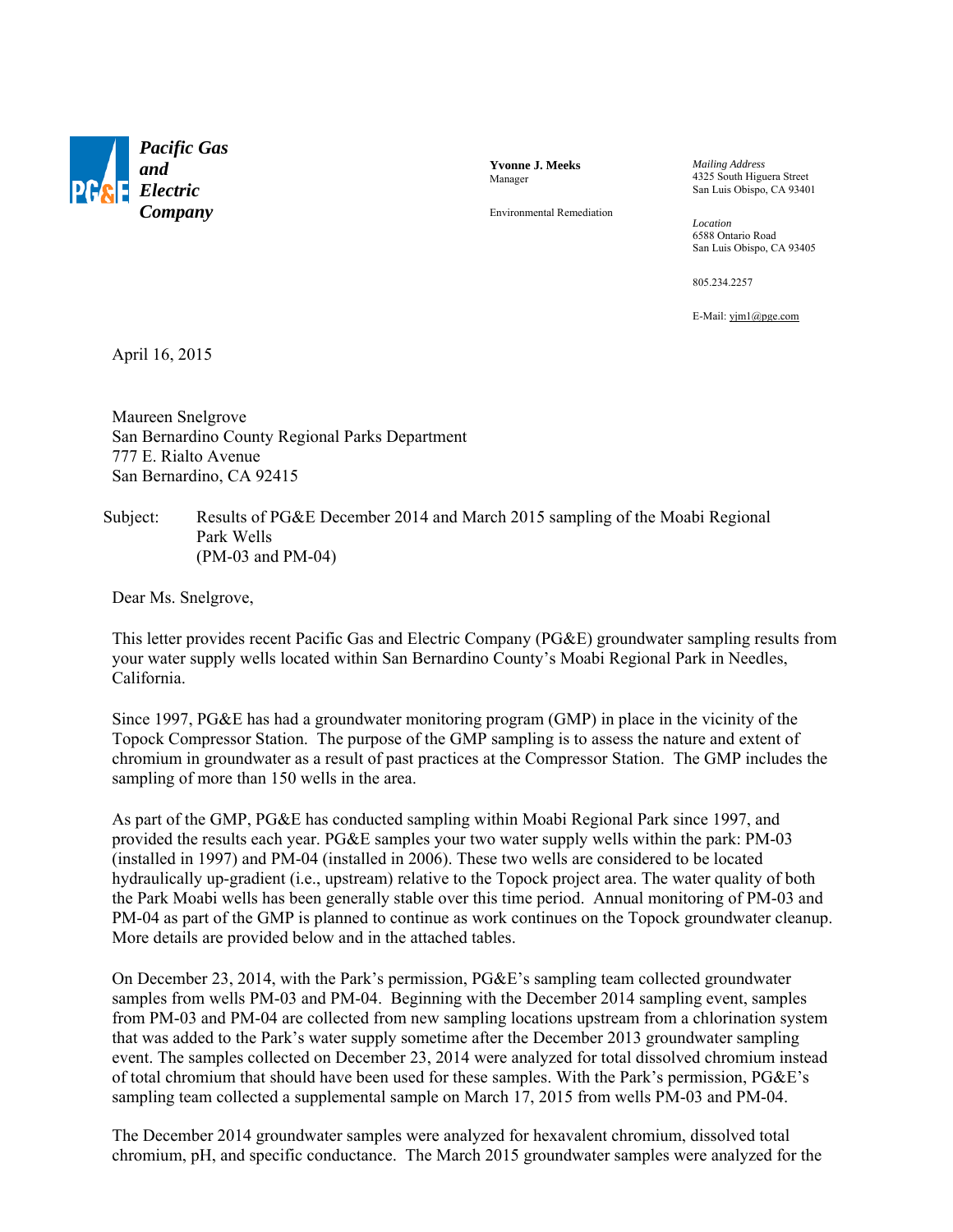**Pacific Gas and Electric Company**

**Yvonne J. Meeks**
Manager

Environmental Remediation

*Mailing Address*
4325 South Higuera Street
San Luis Obispo, CA 93401

*Location*
6588 Ontario Road
San Luis Obispo, CA 93405

805.234.2257

E-Mail: yjm1@pge.com

April 16, 2015

Maureen Snelgrove
San Bernardino County Regional Parks Department
777 E. Rialto Avenue
San Bernardino, CA 92415

Subject: Results of PG&E December 2014 and March 2015 sampling of the Moabi Regional Park Wells (PM-03 and PM-04)

Dear Ms. Snelgrove,

This letter provides recent Pacific Gas and Electric Company (PG&E) groundwater sampling results from your water supply wells located within San Bernardino County's Moabi Regional Park in Needles, California.

Since 1997, PG&E has had a groundwater monitoring program (GMP) in place in the vicinity of the Topock Compressor Station. The purpose of the GMP sampling is to assess the nature and extent of chromium in groundwater as a result of past practices at the Compressor Station. The GMP includes the sampling of more than 150 wells in the area.

As part of the GMP, PG&E has conducted sampling within Moabi Regional Park since 1997, and provided the results each year. PG&E samples your two water supply wells within the park: PM-03 (installed in 1997) and PM-04 (installed in 2006). These two wells are considered to be located hydraulically up-gradient (i.e., upstream) relative to the Topock project area. The water quality of both the Park Moabi wells has been generally stable over this time period. Annual monitoring of PM-03 and PM-04 as part of the GMP is planned to continue as work continues on the Topock groundwater cleanup. More details are provided below and in the attached tables.

On December 23, 2014, with the Park's permission, PG&E's sampling team collected groundwater samples from wells PM-03 and PM-04. Beginning with the December 2014 sampling event, samples from PM-03 and PM-04 are collected from new sampling locations upstream from a chlorination system that was added to the Park's water supply sometime after the December 2013 groundwater sampling event. The samples collected on December 23, 2014 were analyzed for total dissolved chromium instead of total chromium that should have been used for these samples. With the Park's permission, PG&E's sampling team collected a supplemental sample on March 17, 2015 from wells PM-03 and PM-04.

The December 2014 groundwater samples were analyzed for hexavalent chromium, dissolved total chromium, pH, and specific conductance. The March 2015 groundwater samples were analyzed for the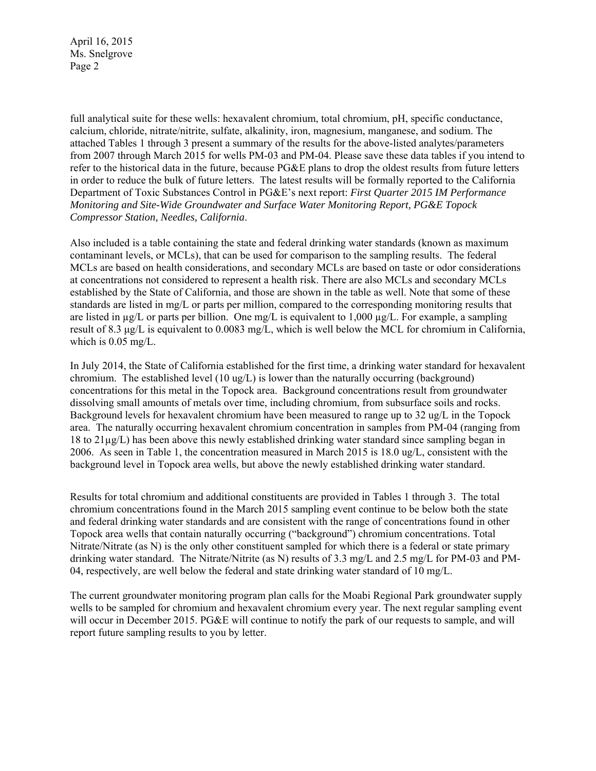full analytical suite for these wells: hexavalent chromium, total chromium, pH, specific conductance, calcium, chloride, nitrate/nitrite, sulfate, alkalinity, iron, magnesium, manganese, and sodium. The attached Tables 1 through 3 present a summary of the results for the above-listed analytes/parameters from 2007 through March 2015 for wells PM-03 and PM-04. Please save these data tables if you intend to refer to the historical data in the future, because PG&E plans to drop the oldest results from future letters in order to reduce the bulk of future letters. The latest results will be formally reported to the California Department of Toxic Substances Control in PG&E's next report: *First Quarter 2015 IM Performance Monitoring and Site-Wide Groundwater and Surface Water Monitoring Report, PG&E Topock Compressor Station, Needles, California*.

Also included is a table containing the state and federal drinking water standards (known as maximum contaminant levels, or MCLs), that can be used for comparison to the sampling results. The federal MCLs are based on health considerations, and secondary MCLs are based on taste or odor considerations at concentrations not considered to represent a health risk. There are also MCLs and secondary MCLs established by the State of California, and those are shown in the table as well. Note that some of these standards are listed in mg/L or parts per million, compared to the corresponding monitoring results that are listed in µg/L or parts per billion. One mg/L is equivalent to 1,000 µg/L. For example, a sampling result of 8.3 µg/L is equivalent to 0.0083 mg/L, which is well below the MCL for chromium in California, which is 0.05 mg/L.

In July 2014, the State of California established for the first time, a drinking water standard for hexavalent chromium. The established level (10 ug/L) is lower than the naturally occurring (background) concentrations for this metal in the Topock area. Background concentrations result from groundwater dissolving small amounts of metals over time, including chromium, from subsurface soils and rocks. Background levels for hexavalent chromium have been measured to range up to 32 ug/L in the Topock area. The naturally occurring hexavalent chromium concentration in samples from PM-04 (ranging from 18 to 21µg/L) has been above this newly established drinking water standard since sampling began in 2006. As seen in Table 1, the concentration measured in March 2015 is 18.0 ug/L, consistent with the background level in Topock area wells, but above the newly established drinking water standard.

Results for total chromium and additional constituents are provided in Tables 1 through 3. The total chromium concentrations found in the March 2015 sampling event continue to be below both the state and federal drinking water standards and are consistent with the range of concentrations found in other Topock area wells that contain naturally occurring ("background") chromium concentrations. Total Nitrate/Nitrate (as N) is the only other constituent sampled for which there is a federal or state primary drinking water standard. The Nitrate/Nitrite (as N) results of 3.3 mg/L and 2.5 mg/L for PM-03 and PM-04, respectively, are well below the federal and state drinking water standard of 10 mg/L.

The current groundwater monitoring program plan calls for the Moabi Regional Park groundwater supply wells to be sampled for chromium and hexavalent chromium every year. The next regular sampling event will occur in December 2015. PG&E will continue to notify the park of our requests to sample, and will report future sampling results to you by letter.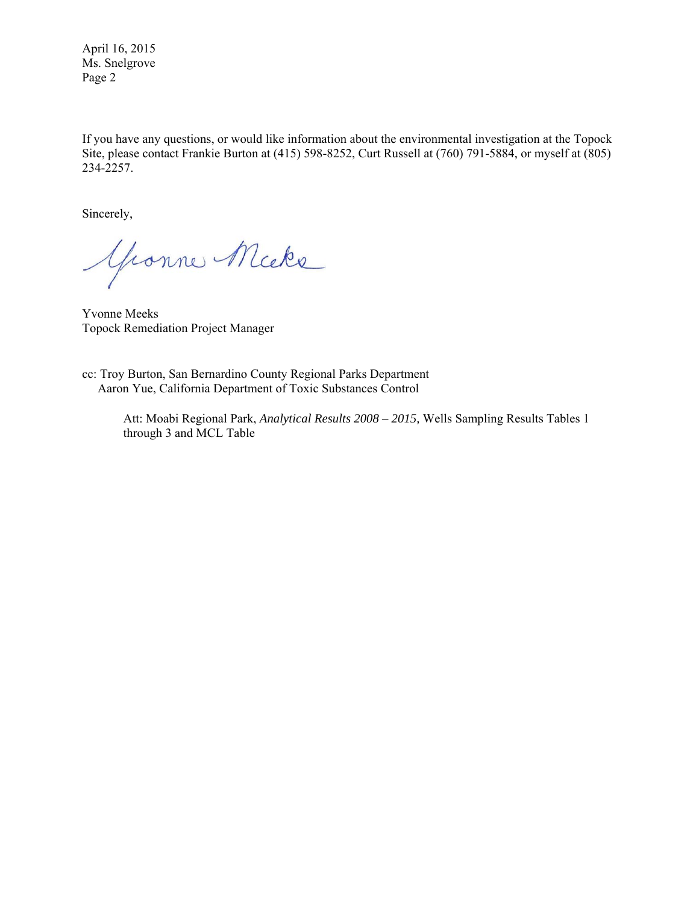If you have any questions, or would like information about the environmental investigation at the Topock Site, please contact Frankie Burton at (415) 598-8252, Curt Russell at (760) 791-5884, or myself at (805) 234-2257.

Sincerely,

Yvonne Meeks

Yvonne Meeks
Topock Remediation Project Manager

cc: Troy Burton, San Bernardino County Regional Parks Department
Aaron Yue, California Department of Toxic Substances Control

Att: Moabi Regional Park, *Analytical Results 2008 – 2015,* Wells Sampling Results Tables 1 through 3 and MCL Table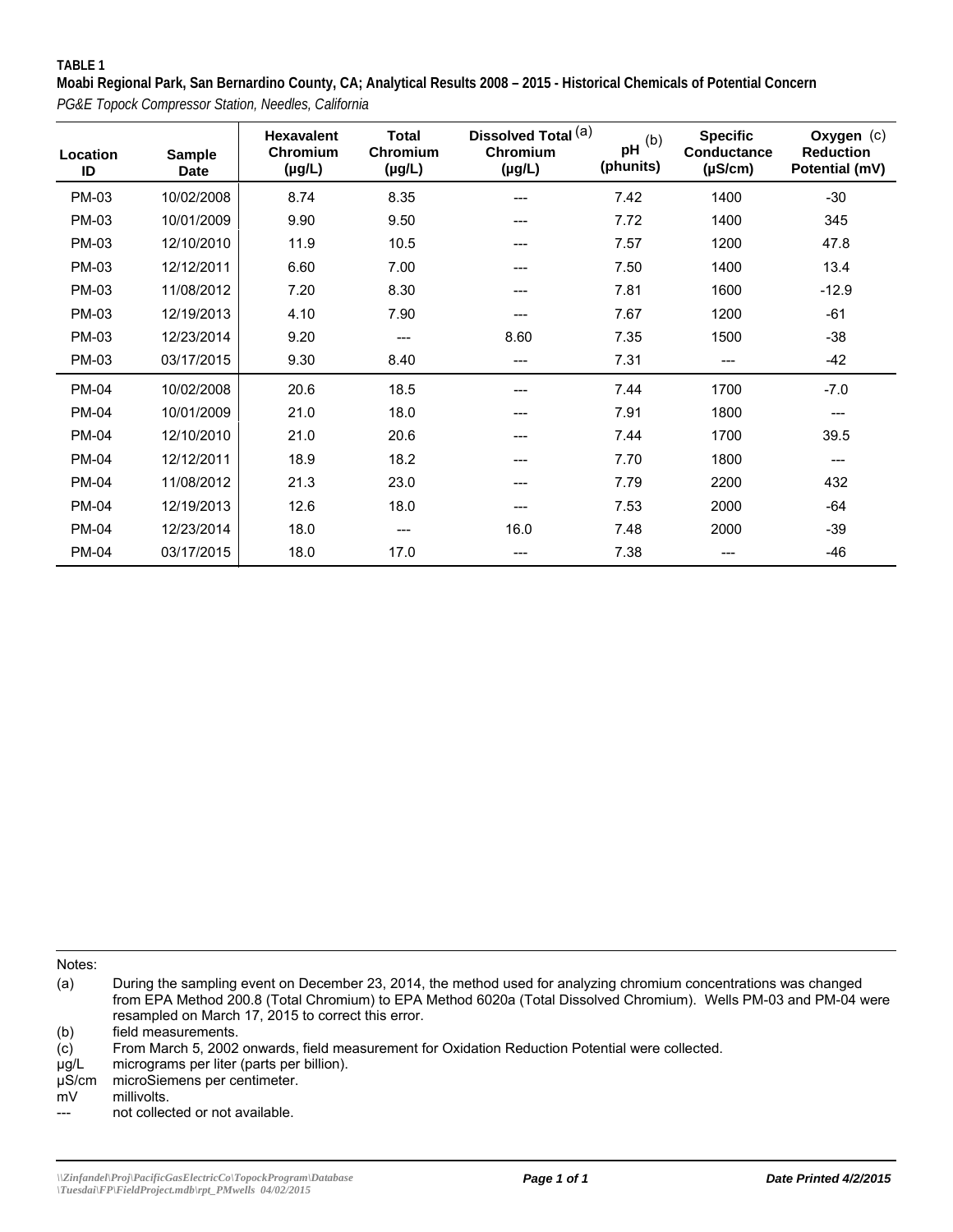**TABLE 1**

**Moabi Regional Park, San Bernardino County, CA; Analytical Results 2008 – 2015 - Historical Chemicals of Potential Concern**

*PG&E Topock Compressor Station, Needles, California*

| Location ID | Sample Date | Hexavalent Chromium (μg/L) | Total Chromium (μg/L) | Dissolved Total [(a)] Chromium (μg/L) | pH [(b)] (phunits) | Specific Conductance (μS/cm) | Oxygen [(c)] Reduction Potential (mV) |
|---|---|---|---|---|---|---|---|
| PM-03 | 10/02/2008 | 8.74 | 8.35 | --- | 7.42 | 1400 | -30 |
| PM-03 | 10/01/2009 | 9.90 | 9.50 | --- | 7.72 | 1400 | 345 |
| PM-03 | 12/10/2010 | 11.9 | 10.5 | --- | 7.57 | 1200 | 47.8 |
| PM-03 | 12/12/2011 | 6.60 | 7.00 | --- | 7.50 | 1400 | 13.4 |
| PM-03 | 11/08/2012 | 7.20 | 8.30 | --- | 7.81 | 1600 | -12.9 |
| PM-03 | 12/19/2013 | 4.10 | 7.90 | --- | 7.67 | 1200 | -61 |
| PM-03 | 12/23/2014 | 9.20 | --- | 8.60 | 7.35 | 1500 | -38 |
| PM-03 | 03/17/2015 | 9.30 | 8.40 | --- | 7.31 | --- | -42 |
| PM-04 | 10/02/2008 | 20.6 | 18.5 | --- | 7.44 | 1700 | -7.0 |
| PM-04 | 10/01/2009 | 21.0 | 18.0 | --- | 7.91 | 1800 | --- |
| PM-04 | 12/10/2010 | 21.0 | 20.6 | --- | 7.44 | 1700 | 39.5 |
| PM-04 | 12/12/2011 | 18.9 | 18.2 | --- | 7.70 | 1800 | --- |
| PM-04 | 11/08/2012 | 21.3 | 23.0 | --- | 7.79 | 2200 | 432 |
| PM-04 | 12/19/2013 | 12.6 | 18.0 | --- | 7.53 | 2000 | -64 |
| PM-04 | 12/23/2014 | 18.0 | --- | 16.0 | 7.48 | 2000 | -39 |
| PM-04 | 03/17/2015 | 18.0 | 17.0 | --- | 7.38 | --- | -46 |

Notes:

(a) During the sampling event on December 23, 2014, the method used for analyzing chromium concentrations was changed from EPA Method 200.8 (Total Chromium) to EPA Method 6020a (Total Dissolved Chromium). Wells PM-03 and PM-04 were resampled on March 17, 2015 to correct this error.

(b) field measurements.

(c) From March 5, 2002 onwards, field measurement for Oxidation Reduction Potential were collected.

μg/L micrograms per liter (parts per billion).

μS/cm microSiemens per centimeter.

mV millivolts.

--- not collected or not available.

*\\Zinfandel\Proj\PacificGasElectricCo\TopockProgram\Database \Tuesdai\FP\FieldProject.mdb\rpt_PMwells 04/02/2015*

***Date Printed 4/2/2015***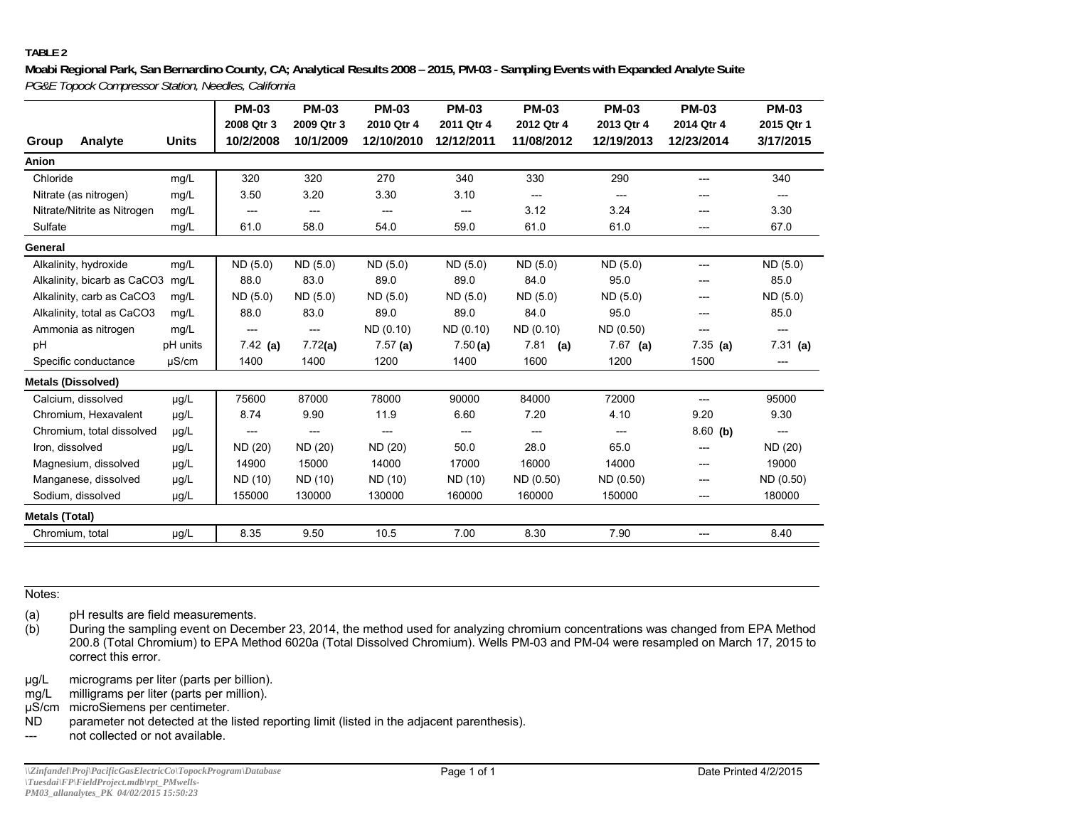**TABLE 2**

**Moabi Regional Park, San Bernardino County, CA; Analytical Results 2008 – 2015, PM-03 - Sampling Events with Expanded Analyte Suite**

*PG&E Topock Compressor Station, Needles, California*

| Group | Analyte | Units | PM-03 2008 Qtr 3 10/2/2008 | PM-03 2009 Qtr 3 10/1/2009 | PM-03 2010 Qtr 4 12/10/2010 | PM-03 2011 Qtr 4 12/12/2011 | PM-03 2012 Qtr 4 11/08/2012 | PM-03 2013 Qtr 4 12/19/2013 | PM-03 2014 Qtr 4 12/23/2014 | PM-03 2015 Qtr 1 3/17/2015 |
|---|---|---|---|---|---|---|---|---|---|---|
| **Anion** | | | | | | | | | | |
| | Chloride | mg/L | 320 | 320 | 270 | 340 | 330 | 290 | --- | 340 |
| | Nitrate (as nitrogen) | mg/L | 3.50 | 3.20 | 3.30 | 3.10 | --- | --- | --- | --- |
| | Nitrate/Nitrite as Nitrogen | mg/L | --- | --- | --- | --- | 3.12 | 3.24 | --- | 3.30 |
| | Sulfate | mg/L | 61.0 | 58.0 | 54.0 | 59.0 | 61.0 | 61.0 | --- | 67.0 |
| **General** | | | | | | | | | | |
| | Alkalinity, hydroxide | mg/L | ND (5.0) | ND (5.0) | ND (5.0) | ND (5.0) | ND (5.0) | ND (5.0) | --- | ND (5.0) |
| | Alkalinity, bicarb as CaCO3 | mg/L | 88.0 | 83.0 | 89.0 | 89.0 | 84.0 | 95.0 | --- | 85.0 |
| | Alkalinity, carb as CaCO3 | mg/L | ND (5.0) | ND (5.0) | ND (5.0) | ND (5.0) | ND (5.0) | ND (5.0) | --- | ND (5.0) |
| | Alkalinity, total as CaCO3 | mg/L | 88.0 | 83.0 | 89.0 | 89.0 | 84.0 | 95.0 | --- | 85.0 |
| | Ammonia as nitrogen | mg/L | --- | --- | ND (0.10) | ND (0.10) | ND (0.10) | ND (0.50) | --- | --- |
| | pH | pH units | 7.42 **(a)** | 7.72**(a)** | 7.57 **(a)** | 7.50 **(a)** | 7.81 **(a)** | 7.67 **(a)** | 7.35 **(a)** | 7.31 **(a)** |
| | Specific conductance | µS/cm | 1400 | 1400 | 1200 | 1400 | 1600 | 1200 | 1500 | --- |
| **Metals (Dissolved)** | | | | | | | | | | |
| | Calcium, dissolved | µg/L | 75600 | 87000 | 78000 | 90000 | 84000 | 72000 | --- | 95000 |
| | Chromium, Hexavalent | µg/L | 8.74 | 9.90 | 11.9 | 6.60 | 7.20 | 4.10 | 9.20 | 9.30 |
| | Chromium, total dissolved | µg/L | --- | --- | --- | --- | --- | --- | 8.60 **(b)** | --- |
| | Iron, dissolved | µg/L | ND (20) | ND (20) | ND (20) | 50.0 | 28.0 | 65.0 | --- | ND (20) |
| | Magnesium, dissolved | µg/L | 14900 | 15000 | 14000 | 17000 | 16000 | 14000 | --- | 19000 |
| | Manganese, dissolved | µg/L | ND (10) | ND (10) | ND (10) | ND (10) | ND (0.50) | ND (0.50) | --- | ND (0.50) |
| | Sodium, dissolved | µg/L | 155000 | 130000 | 130000 | 160000 | 160000 | 150000 | --- | 180000 |
| **Metals (Total)** | | | | | | | | | | |
| | Chromium, total | µg/L | 8.35 | 9.50 | 10.5 | 7.00 | 8.30 | 7.90 | --- | 8.40 |

Notes:

(a) pH results are field measurements.

(b) During the sampling event on December 23, 2014, the method used for analyzing chromium concentrations was changed from EPA Method 200.8 (Total Chromium) to EPA Method 6020a (Total Dissolved Chromium). Wells PM-03 and PM-04 were resampled on March 17, 2015 to correct this error.

µg/L micrograms per liter (parts per billion).

mg/L milligrams per liter (parts per million).

µS/cm microSiemens per centimeter.

ND parameter not detected at the listed reporting limit (listed in the adjacent parenthesis).

--- not collected or not available.

*\\Zinfandel\Proj\PacificGasElectricCo\TopockProgram\Database \Tuesdai\FP\FieldProject.mdb\rpt_PMwells-PM03_allanalytes_PK 04/02/2015 15:50:23*

Date Printed 4/2/2015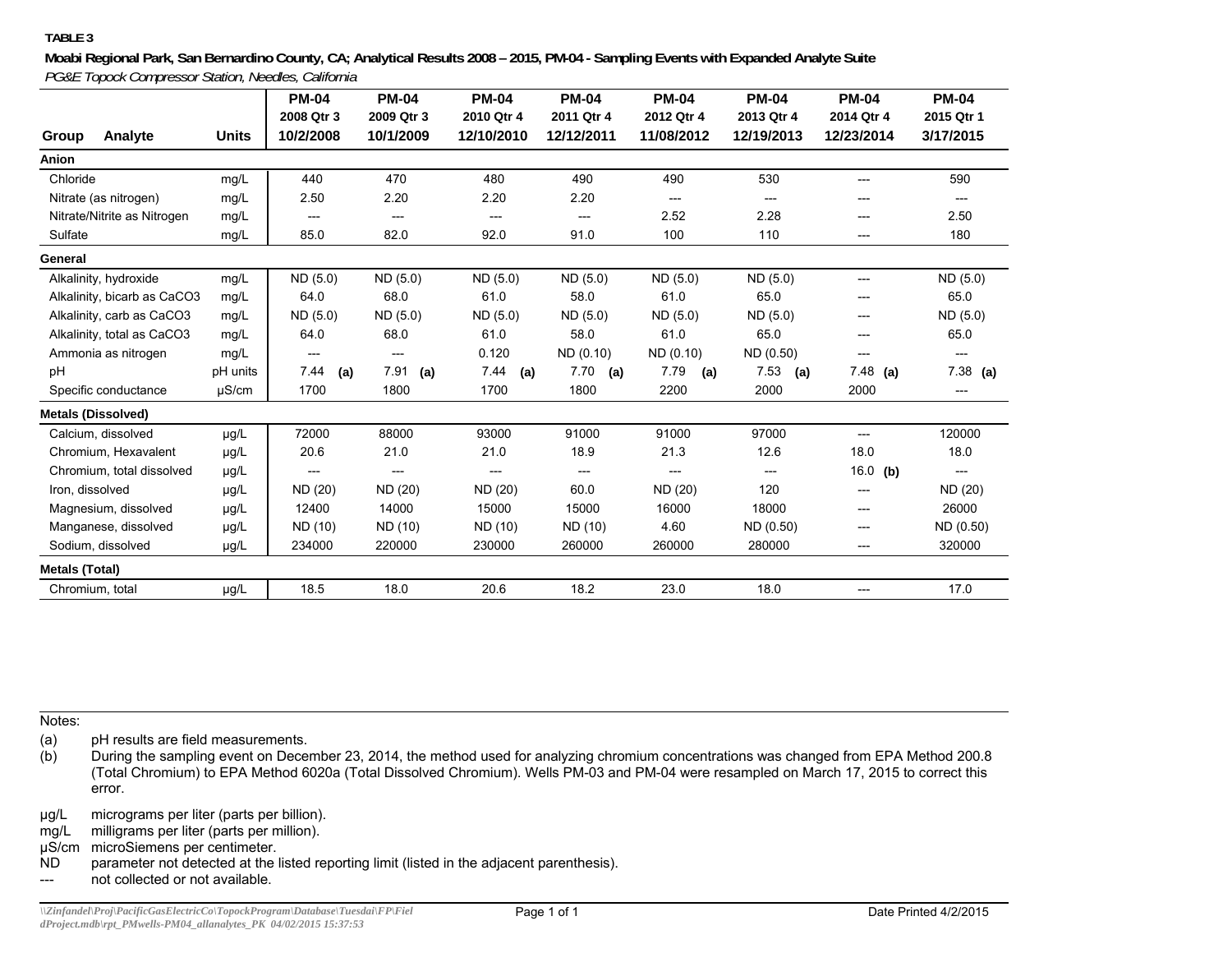**TABLE 3**

**Moabi Regional Park, San Bernardino County, CA; Analytical Results 2008 – 2015, PM-04 - Sampling Events with Expanded Analyte Suite**

*PG&E Topock Compressor Station, Needles, California*

| Group Analyte | Units | PM-04 2008 Qtr 3 10/2/2008 | PM-04 2009 Qtr 3 10/1/2009 | PM-04 2010 Qtr 4 12/10/2010 | PM-04 2011 Qtr 4 12/12/2011 | PM-04 2012 Qtr 4 11/08/2012 | PM-04 2013 Qtr 4 12/19/2013 | PM-04 2014 Qtr 4 12/23/2014 | PM-04 2015 Qtr 1 3/17/2015 |
|---|---|---|---|---|---|---|---|---|---|
| **Anion** | | | | | | | | | |
| Chloride | mg/L | 440 | 470 | 480 | 490 | 490 | 530 | --- | 590 |
| Nitrate (as nitrogen) | mg/L | 2.50 | 2.20 | 2.20 | 2.20 | --- | --- | --- | --- |
| Nitrate/Nitrite as Nitrogen | mg/L | --- | --- | --- | --- | 2.52 | 2.28 | --- | 2.50 |
| Sulfate | mg/L | 85.0 | 82.0 | 92.0 | 91.0 | 100 | 110 | --- | 180 |
| **General** | | | | | | | | | |
| Alkalinity, hydroxide | mg/L | ND (5.0) | ND (5.0) | ND (5.0) | ND (5.0) | ND (5.0) | ND (5.0) | --- | ND (5.0) |
| Alkalinity, bicarb as CaCO3 | mg/L | 64.0 | 68.0 | 61.0 | 58.0 | 61.0 | 65.0 | --- | 65.0 |
| Alkalinity, carb as CaCO3 | mg/L | ND (5.0) | ND (5.0) | ND (5.0) | ND (5.0) | ND (5.0) | ND (5.0) | --- | ND (5.0) |
| Alkalinity, total as CaCO3 | mg/L | 64.0 | 68.0 | 61.0 | 58.0 | 61.0 | 65.0 | --- | 65.0 |
| Ammonia as nitrogen | mg/L | --- | --- | 0.120 | ND (0.10) | ND (0.10) | ND (0.50) | --- | --- |
| pH | pH units | 7.44 **(a)** | 7.91 **(a)** | 7.44 **(a)** | 7.70 **(a)** | 7.79 **(a)** | 7.53 **(a)** | 7.48 **(a)** | 7.38 **(a)** |
| Specific conductance | µS/cm | 1700 | 1800 | 1700 | 1800 | 2200 | 2000 | 2000 | --- |
| **Metals (Dissolved)** | | | | | | | | | |
| Calcium, dissolved | µg/L | 72000 | 88000 | 93000 | 91000 | 91000 | 97000 | --- | 120000 |
| Chromium, Hexavalent | µg/L | 20.6 | 21.0 | 21.0 | 18.9 | 21.3 | 12.6 | 18.0 | 18.0 |
| Chromium, total dissolved | µg/L | --- | --- | --- | --- | --- | --- | 16.0 **(b)** | --- |
| Iron, dissolved | µg/L | ND (20) | ND (20) | ND (20) | 60.0 | ND (20) | 120 | --- | ND (20) |
| Magnesium, dissolved | µg/L | 12400 | 14000 | 15000 | 15000 | 16000 | 18000 | --- | 26000 |
| Manganese, dissolved | µg/L | ND (10) | ND (10) | ND (10) | ND (10) | 4.60 | ND (0.50) | --- | ND (0.50) |
| Sodium, dissolved | µg/L | 234000 | 220000 | 230000 | 260000 | 260000 | 280000 | --- | 320000 |
| **Metals (Total)** | | | | | | | | | |
| Chromium, total | µg/L | 18.5 | 18.0 | 20.6 | 18.2 | 23.0 | 18.0 | --- | 17.0 |

Notes:

(a) pH results are field measurements.

(b) During the sampling event on December 23, 2014, the method used for analyzing chromium concentrations was changed from EPA Method 200.8 (Total Chromium) to EPA Method 6020a (Total Dissolved Chromium). Wells PM-03 and PM-04 were resampled on March 17, 2015 to correct this error.

µg/L micrograms per liter (parts per billion).
mg/L milligrams per liter (parts per million).
µS/cm microSiemens per centimeter.
ND parameter not detected at the listed reporting limit (listed in the adjacent parenthesis).
--- not collected or not available.

*\\Zinfandel\Proj\PacificGasElectricCo\TopockProgram\Database\Tuesdai\FP\FieldProject.mdb\rpt_PMwells-PM04_allanalytes_PK 04/02/2015 15:37:53*

Date Printed 4/2/2015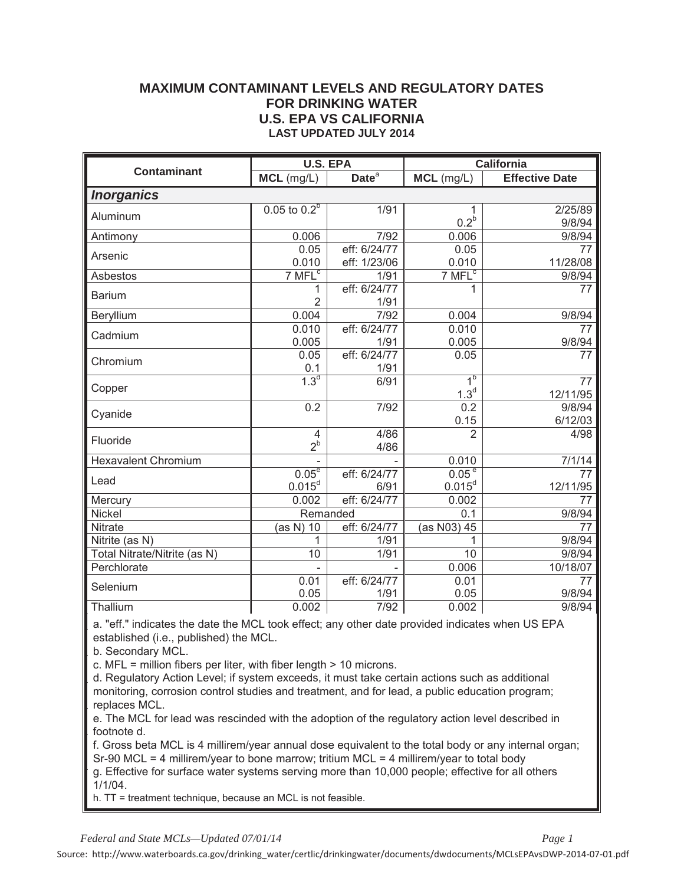# MAXIMUM CONTAMINANT LEVELS AND REGULATORY DATES FOR DRINKING WATER
## U.S. EPA VS CALIFORNIA
### LAST UPDATED JULY 2014

| Contaminant | U.S. EPA | | California | |
|---|---|---|---|---|
| | **MCL** (mg/L) | **Date**[a] | **MCL** (mg/L) | **Effective Date** |
| ***Inorganics*** | | | | |
| Aluminum | 0.05 to 0.2[b] | 1/91 | 1<br>0.2[b] | 2/25/89<br>9/8/94 |
| Antimony | 0.006 | 7/92 | 0.006 | 9/8/94 |
| Arsenic | 0.05<br>0.010 | eff: 6/24/77<br>eff: 1/23/06 | 0.05<br>0.010 | 77<br>11/28/08 |
| Asbestos | 7 MFL[c] | 1/91 | 7 MFL[c] | 9/8/94 |
| Barium | 1<br>2 | eff: 6/24/77<br>1/91 | 1 | 77 |
| Beryllium | 0.004 | 7/92 | 0.004 | 9/8/94 |
| Cadmium | 0.010<br>0.005 | eff: 6/24/77<br>1/91 | 0.010<br>0.005 | 77<br>9/8/94 |
| Chromium | 0.05<br>0.1 | eff: 6/24/77<br>1/91 | 0.05 | 77 |
| Copper | 1.3[d] | 6/91 | 1[b]<br>1.3[d] | 77<br>12/11/95 |
| Cyanide | 0.2 | 7/92 | 0.2<br>0.15 | 9/8/94<br>6/12/03 |
| Fluoride | 4<br>2[b] | 4/86<br>4/86 | 2 | 4/98 |
| Hexavalent Chromium | - | - | 0.010 | 7/1/14 |
| Lead | 0.05[e]<br>0.015[d] | eff: 6/24/77<br>6/91 | 0.05[e]<br>0.015[d] | 77<br>12/11/95 |
| Mercury | 0.002 | eff: 6/24/77 | 0.002 | 77 |
| Nickel | Remanded | | 0.1 | 9/8/94 |
| Nitrate | (as N) 10 | eff: 6/24/77 | (as N03) 45 | 77 |
| Nitrite (as N) | 1 | 1/91 | 1 | 9/8/94 |
| Total Nitrate/Nitrite (as N) | 10 | 1/91 | 10 | 9/8/94 |
| Perchlorate | - | - | 0.006 | 10/18/07 |
| Selenium | 0.01<br>0.05 | eff: 6/24/77<br>1/91 | 0.01<br>0.05 | 77<br>9/8/94 |
| Thallium | 0.002 | 7/92 | 0.002 | 9/8/94 |

a. "eff." indicates the date the MCL took effect; any other date provided indicates when US EPA established (i.e., published) the MCL.
b. Secondary MCL.
c. MFL = million fibers per liter, with fiber length > 10 microns.
d. Regulatory Action Level; if system exceeds, it must take certain actions such as additional monitoring, corrosion control studies and treatment, and for lead, a public education program; replaces MCL.
e. The MCL for lead was rescinded with the adoption of the regulatory action level described in footnote d.
f. Gross beta MCL is 4 millirem/year annual dose equivalent to the total body or any internal organ; Sr-90 MCL = 4 millirem/year to bone marrow; tritium MCL = 4 millirem/year to total body
g. Effective for surface water systems serving more than 10,000 people; effective for all others 1/1/04.
h. TT = treatment technique, because an MCL is not feasible.

Source: http://www.waterboards.ca.gov/drinking_water/certlic/drinkingwater/documents/dwdocuments/MCLsEPAvsDWP-2014-07-01.pdf